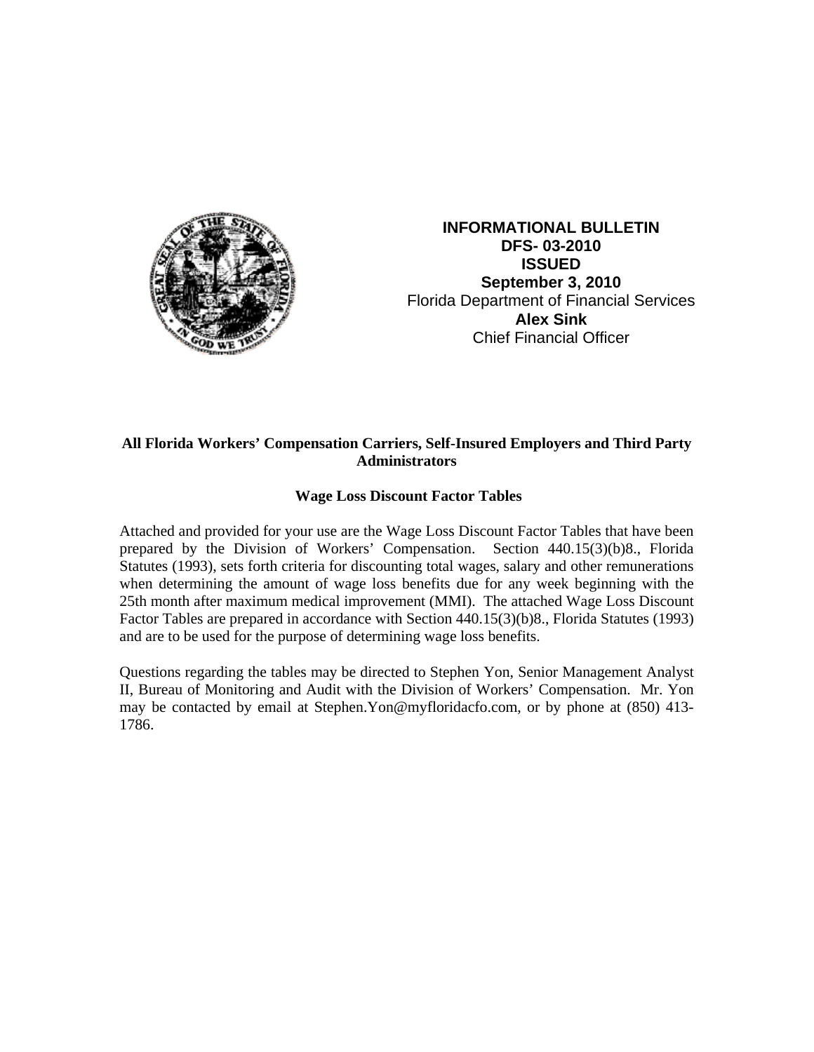**INFORMATIONAL BULLETIN**
**DFS- 03-2010**
**ISSUED**
**September 3, 2010**
Florida Department of Financial Services
**Alex Sink**
Chief Financial Officer

**All Florida Workers' Compensation Carriers, Self-Insured Employers and Third Party Administrators**

**Wage Loss Discount Factor Tables**

Attached and provided for your use are the Wage Loss Discount Factor Tables that have been prepared by the Division of Workers' Compensation. Section 440.15(3)(b)8., Florida Statutes (1993), sets forth criteria for discounting total wages, salary and other remunerations when determining the amount of wage loss benefits due for any week beginning with the 25th month after maximum medical improvement (MMI). The attached Wage Loss Discount Factor Tables are prepared in accordance with Section 440.15(3)(b)8., Florida Statutes (1993) and are to be used for the purpose of determining wage loss benefits.

Questions regarding the tables may be directed to Stephen Yon, Senior Management Analyst II, Bureau of Monitoring and Audit with the Division of Workers' Compensation. Mr. Yon may be contacted by email at Stephen.Yon@myfloridacfo.com, or by phone at (850) 413-1786.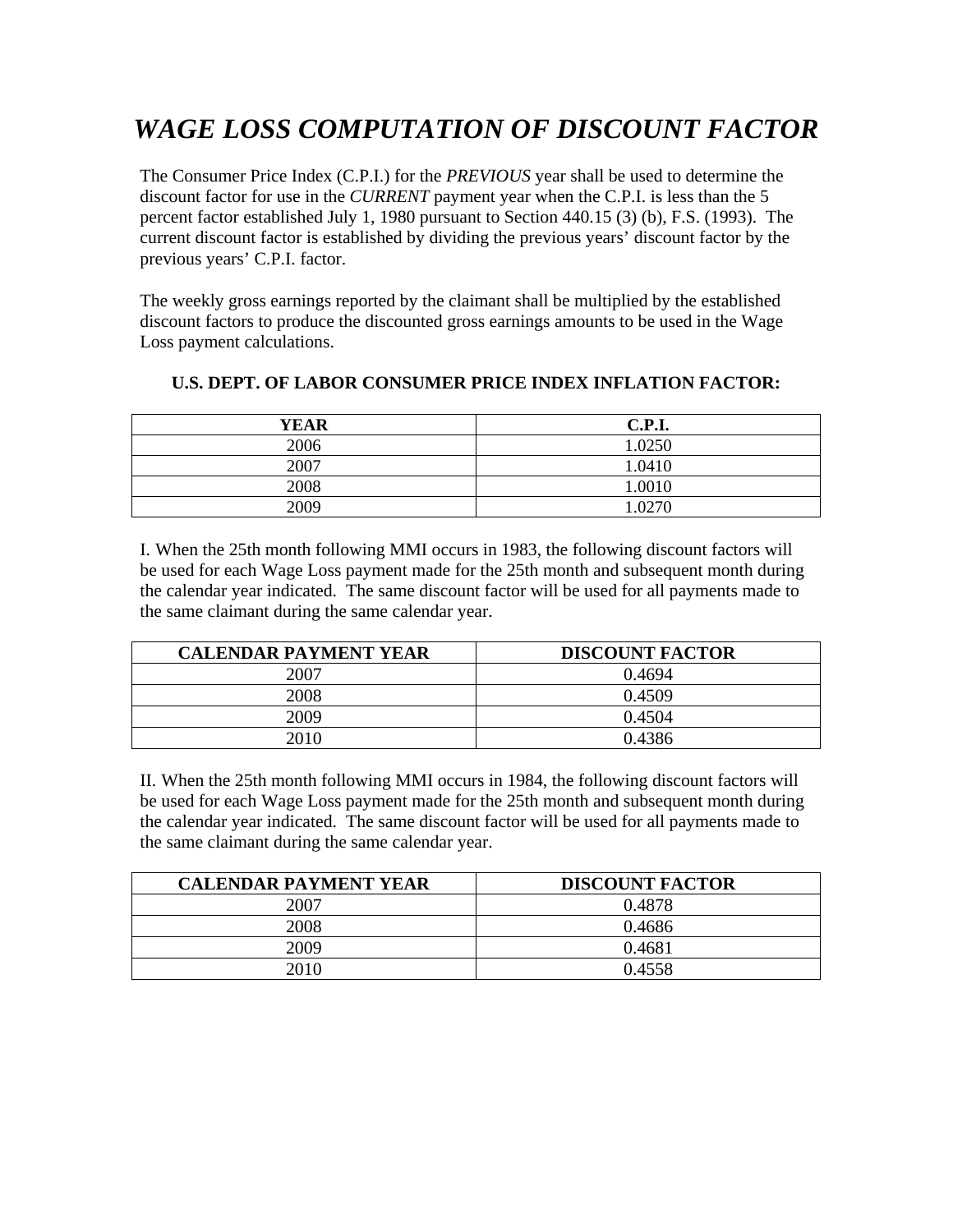# *WAGE LOSS COMPUTATION OF DISCOUNT FACTOR*

The Consumer Price Index (C.P.I.) for the *PREVIOUS* year shall be used to determine the discount factor for use in the *CURRENT* payment year when the C.P.I. is less than the 5 percent factor established July 1, 1980 pursuant to Section 440.15 (3) (b), F.S. (1993). The current discount factor is established by dividing the previous years' discount factor by the previous years' C.P.I. factor.

The weekly gross earnings reported by the claimant shall be multiplied by the established discount factors to produce the discounted gross earnings amounts to be used in the Wage Loss payment calculations.

**U.S. DEPT. OF LABOR CONSUMER PRICE INDEX INFLATION FACTOR:**

| YEAR | C.P.I. |
|---|---|
| 2006 | 1.0250 |
| 2007 | 1.0410 |
| 2008 | 1.0010 |
| 2009 | 1.0270 |

I. When the 25th month following MMI occurs in 1983, the following discount factors will be used for each Wage Loss payment made for the 25th month and subsequent month during the calendar year indicated. The same discount factor will be used for all payments made to the same claimant during the same calendar year.

| CALENDAR PAYMENT YEAR | DISCOUNT FACTOR |
|---|---|
| 2007 | 0.4694 |
| 2008 | 0.4509 |
| 2009 | 0.4504 |
| 2010 | 0.4386 |

II. When the 25th month following MMI occurs in 1984, the following discount factors will be used for each Wage Loss payment made for the 25th month and subsequent month during the calendar year indicated. The same discount factor will be used for all payments made to the same claimant during the same calendar year.

| CALENDAR PAYMENT YEAR | DISCOUNT FACTOR |
|---|---|
| 2007 | 0.4878 |
| 2008 | 0.4686 |
| 2009 | 0.4681 |
| 2010 | 0.4558 |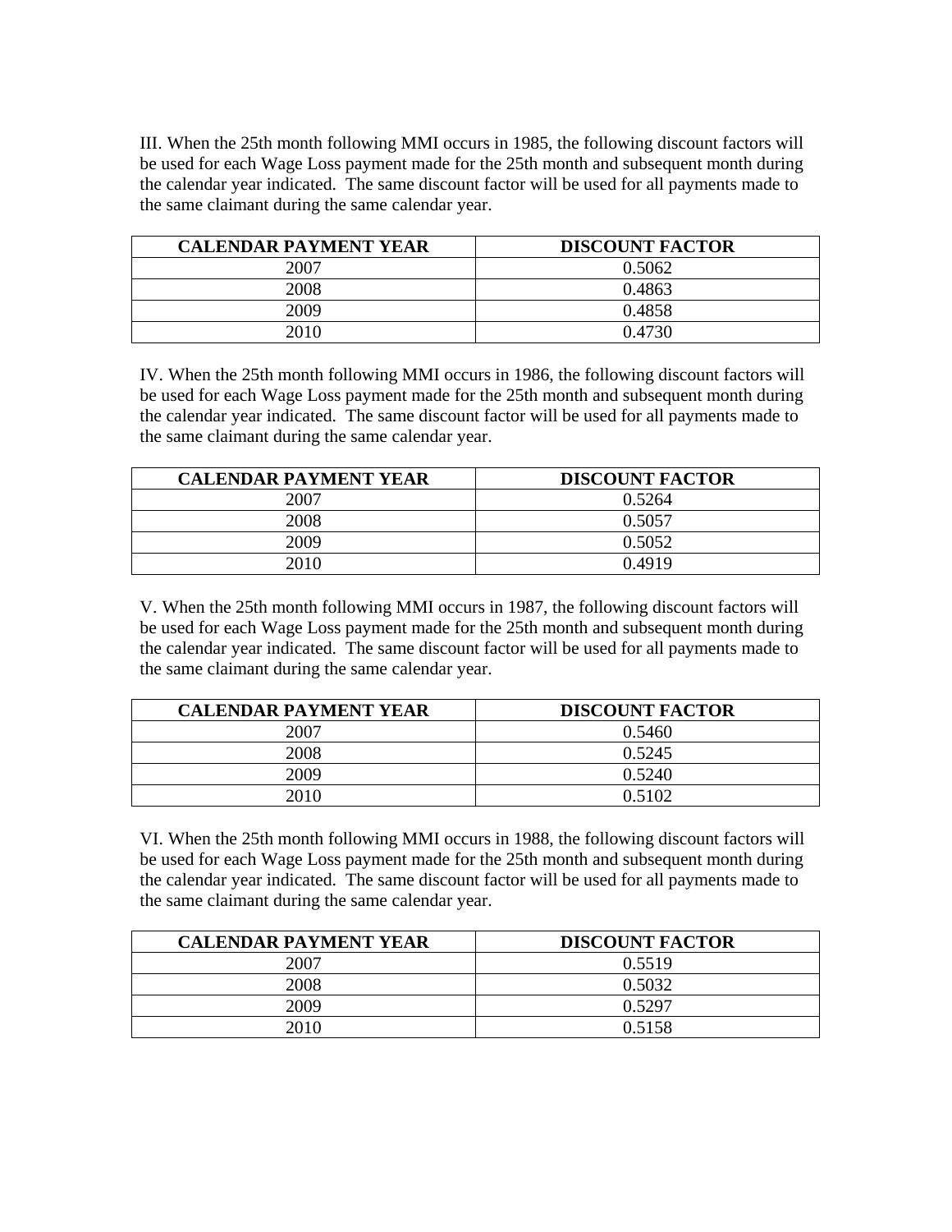III. When the 25th month following MMI occurs in 1985, the following discount factors will be used for each Wage Loss payment made for the 25th month and subsequent month during the calendar year indicated. The same discount factor will be used for all payments made to the same claimant during the same calendar year.

| CALENDAR PAYMENT YEAR | DISCOUNT FACTOR |
|---|---|
| 2007 | 0.5062 |
| 2008 | 0.4863 |
| 2009 | 0.4858 |
| 2010 | 0.4730 |

IV. When the 25th month following MMI occurs in 1986, the following discount factors will be used for each Wage Loss payment made for the 25th month and subsequent month during the calendar year indicated. The same discount factor will be used for all payments made to the same claimant during the same calendar year.

| CALENDAR PAYMENT YEAR | DISCOUNT FACTOR |
|---|---|
| 2007 | 0.5264 |
| 2008 | 0.5057 |
| 2009 | 0.5052 |
| 2010 | 0.4919 |

V. When the 25th month following MMI occurs in 1987, the following discount factors will be used for each Wage Loss payment made for the 25th month and subsequent month during the calendar year indicated. The same discount factor will be used for all payments made to the same claimant during the same calendar year.

| CALENDAR PAYMENT YEAR | DISCOUNT FACTOR |
|---|---|
| 2007 | 0.5460 |
| 2008 | 0.5245 |
| 2009 | 0.5240 |
| 2010 | 0.5102 |

VI. When the 25th month following MMI occurs in 1988, the following discount factors will be used for each Wage Loss payment made for the 25th month and subsequent month during the calendar year indicated. The same discount factor will be used for all payments made to the same claimant during the same calendar year.

| CALENDAR PAYMENT YEAR | DISCOUNT FACTOR |
|---|---|
| 2007 | 0.5519 |
| 2008 | 0.5032 |
| 2009 | 0.5297 |
| 2010 | 0.5158 |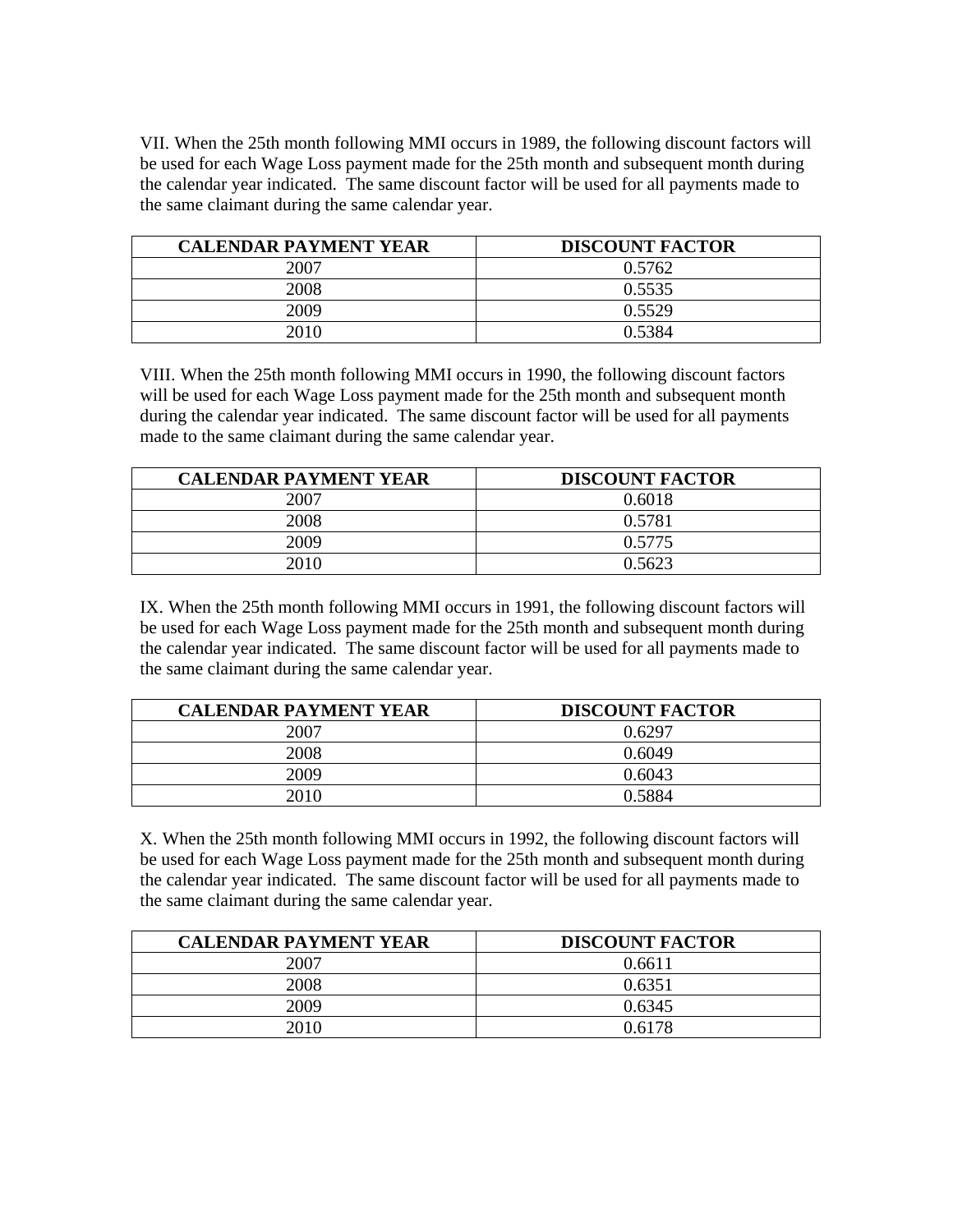VII. When the 25th month following MMI occurs in 1989, the following discount factors will be used for each Wage Loss payment made for the 25th month and subsequent month during the calendar year indicated. The same discount factor will be used for all payments made to the same claimant during the same calendar year.

| CALENDAR PAYMENT YEAR | DISCOUNT FACTOR |
|---|---|
| 2007 | 0.5762 |
| 2008 | 0.5535 |
| 2009 | 0.5529 |
| 2010 | 0.5384 |

VIII. When the 25th month following MMI occurs in 1990, the following discount factors will be used for each Wage Loss payment made for the 25th month and subsequent month during the calendar year indicated. The same discount factor will be used for all payments made to the same claimant during the same calendar year.

| CALENDAR PAYMENT YEAR | DISCOUNT FACTOR |
|---|---|
| 2007 | 0.6018 |
| 2008 | 0.5781 |
| 2009 | 0.5775 |
| 2010 | 0.5623 |

IX. When the 25th month following MMI occurs in 1991, the following discount factors will be used for each Wage Loss payment made for the 25th month and subsequent month during the calendar year indicated. The same discount factor will be used for all payments made to the same claimant during the same calendar year.

| CALENDAR PAYMENT YEAR | DISCOUNT FACTOR |
|---|---|
| 2007 | 0.6297 |
| 2008 | 0.6049 |
| 2009 | 0.6043 |
| 2010 | 0.5884 |

X. When the 25th month following MMI occurs in 1992, the following discount factors will be used for each Wage Loss payment made for the 25th month and subsequent month during the calendar year indicated. The same discount factor will be used for all payments made to the same claimant during the same calendar year.

| CALENDAR PAYMENT YEAR | DISCOUNT FACTOR |
|---|---|
| 2007 | 0.6611 |
| 2008 | 0.6351 |
| 2009 | 0.6345 |
| 2010 | 0.6178 |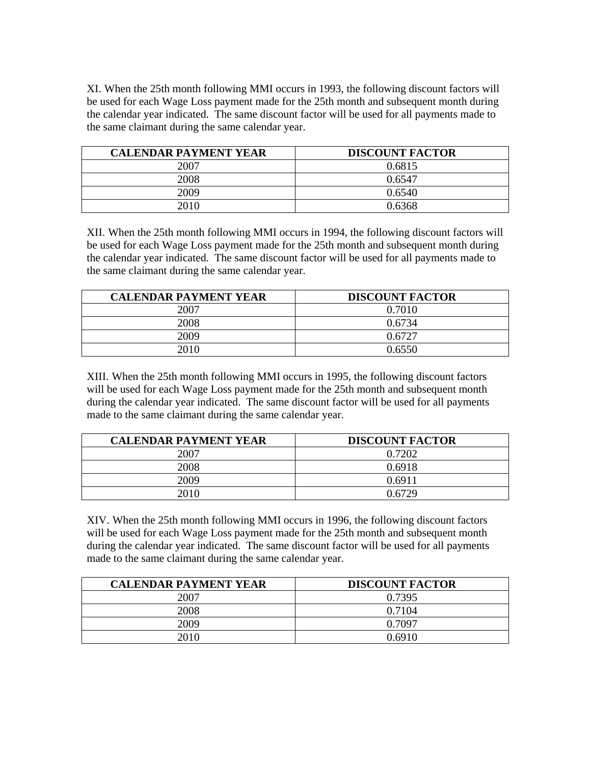XI. When the 25th month following MMI occurs in 1993, the following discount factors will be used for each Wage Loss payment made for the 25th month and subsequent month during the calendar year indicated. The same discount factor will be used for all payments made to the same claimant during the same calendar year.

| CALENDAR PAYMENT YEAR | DISCOUNT FACTOR |
|---|---|
| 2007 | 0.6815 |
| 2008 | 0.6547 |
| 2009 | 0.6540 |
| 2010 | 0.6368 |

XII. When the 25th month following MMI occurs in 1994, the following discount factors will be used for each Wage Loss payment made for the 25th month and subsequent month during the calendar year indicated. The same discount factor will be used for all payments made to the same claimant during the same calendar year.

| CALENDAR PAYMENT YEAR | DISCOUNT FACTOR |
|---|---|
| 2007 | 0.7010 |
| 2008 | 0.6734 |
| 2009 | 0.6727 |
| 2010 | 0.6550 |

XIII. When the 25th month following MMI occurs in 1995, the following discount factors will be used for each Wage Loss payment made for the 25th month and subsequent month during the calendar year indicated. The same discount factor will be used for all payments made to the same claimant during the same calendar year.

| CALENDAR PAYMENT YEAR | DISCOUNT FACTOR |
|---|---|
| 2007 | 0.7202 |
| 2008 | 0.6918 |
| 2009 | 0.6911 |
| 2010 | 0.6729 |

XIV. When the 25th month following MMI occurs in 1996, the following discount factors will be used for each Wage Loss payment made for the 25th month and subsequent month during the calendar year indicated. The same discount factor will be used for all payments made to the same claimant during the same calendar year.

| CALENDAR PAYMENT YEAR | DISCOUNT FACTOR |
|---|---|
| 2007 | 0.7395 |
| 2008 | 0.7104 |
| 2009 | 0.7097 |
| 2010 | 0.6910 |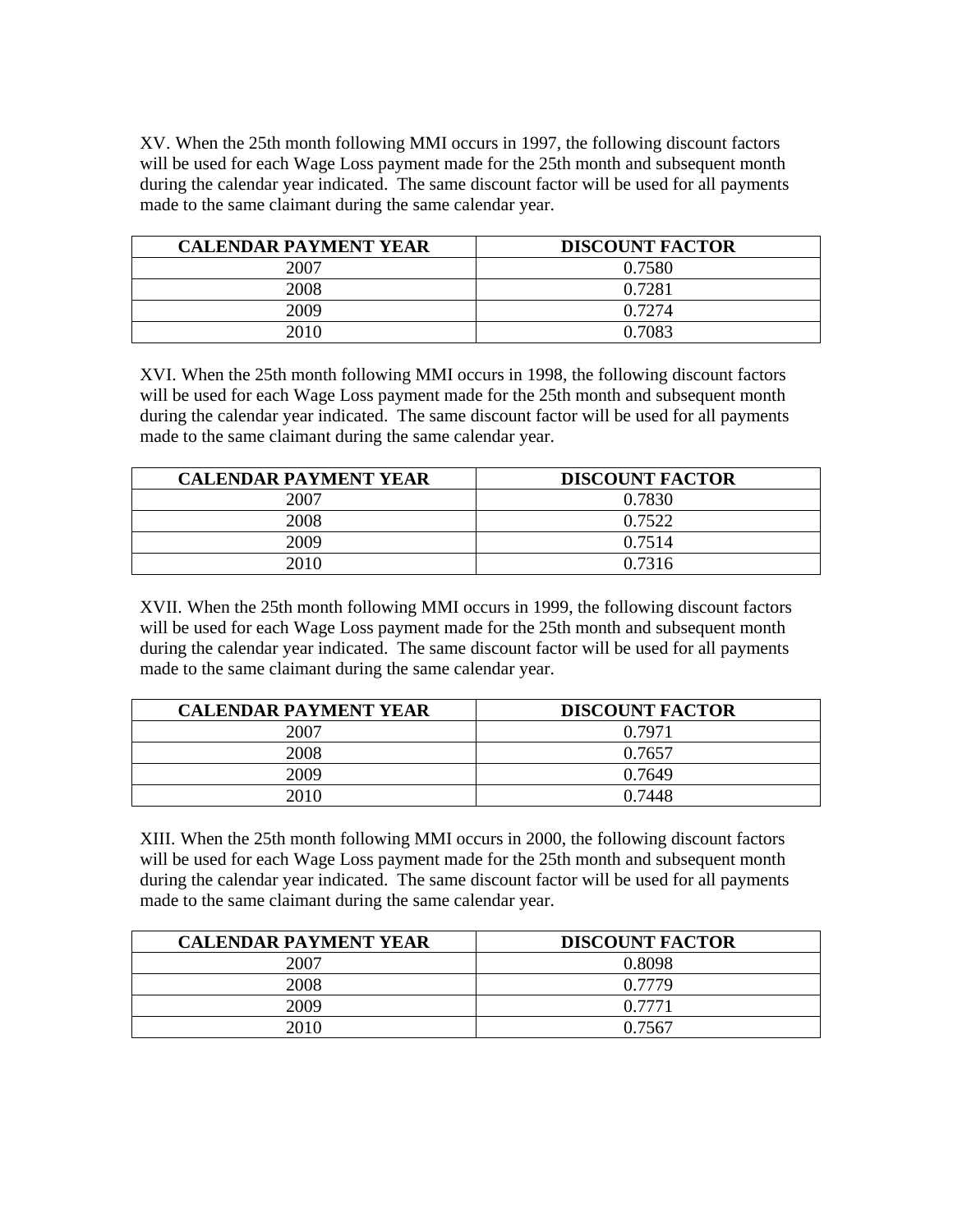XV. When the 25th month following MMI occurs in 1997, the following discount factors will be used for each Wage Loss payment made for the 25th month and subsequent month during the calendar year indicated. The same discount factor will be used for all payments made to the same claimant during the same calendar year.

| CALENDAR PAYMENT YEAR | DISCOUNT FACTOR |
|---|---|
| 2007 | 0.7580 |
| 2008 | 0.7281 |
| 2009 | 0.7274 |
| 2010 | 0.7083 |

XVI. When the 25th month following MMI occurs in 1998, the following discount factors will be used for each Wage Loss payment made for the 25th month and subsequent month during the calendar year indicated. The same discount factor will be used for all payments made to the same claimant during the same calendar year.

| CALENDAR PAYMENT YEAR | DISCOUNT FACTOR |
|---|---|
| 2007 | 0.7830 |
| 2008 | 0.7522 |
| 2009 | 0.7514 |
| 2010 | 0.7316 |

XVII. When the 25th month following MMI occurs in 1999, the following discount factors will be used for each Wage Loss payment made for the 25th month and subsequent month during the calendar year indicated. The same discount factor will be used for all payments made to the same claimant during the same calendar year.

| CALENDAR PAYMENT YEAR | DISCOUNT FACTOR |
|---|---|
| 2007 | 0.7971 |
| 2008 | 0.7657 |
| 2009 | 0.7649 |
| 2010 | 0.7448 |

XIII. When the 25th month following MMI occurs in 2000, the following discount factors will be used for each Wage Loss payment made for the 25th month and subsequent month during the calendar year indicated. The same discount factor will be used for all payments made to the same claimant during the same calendar year.

| CALENDAR PAYMENT YEAR | DISCOUNT FACTOR |
|---|---|
| 2007 | 0.8098 |
| 2008 | 0.7779 |
| 2009 | 0.7771 |
| 2010 | 0.7567 |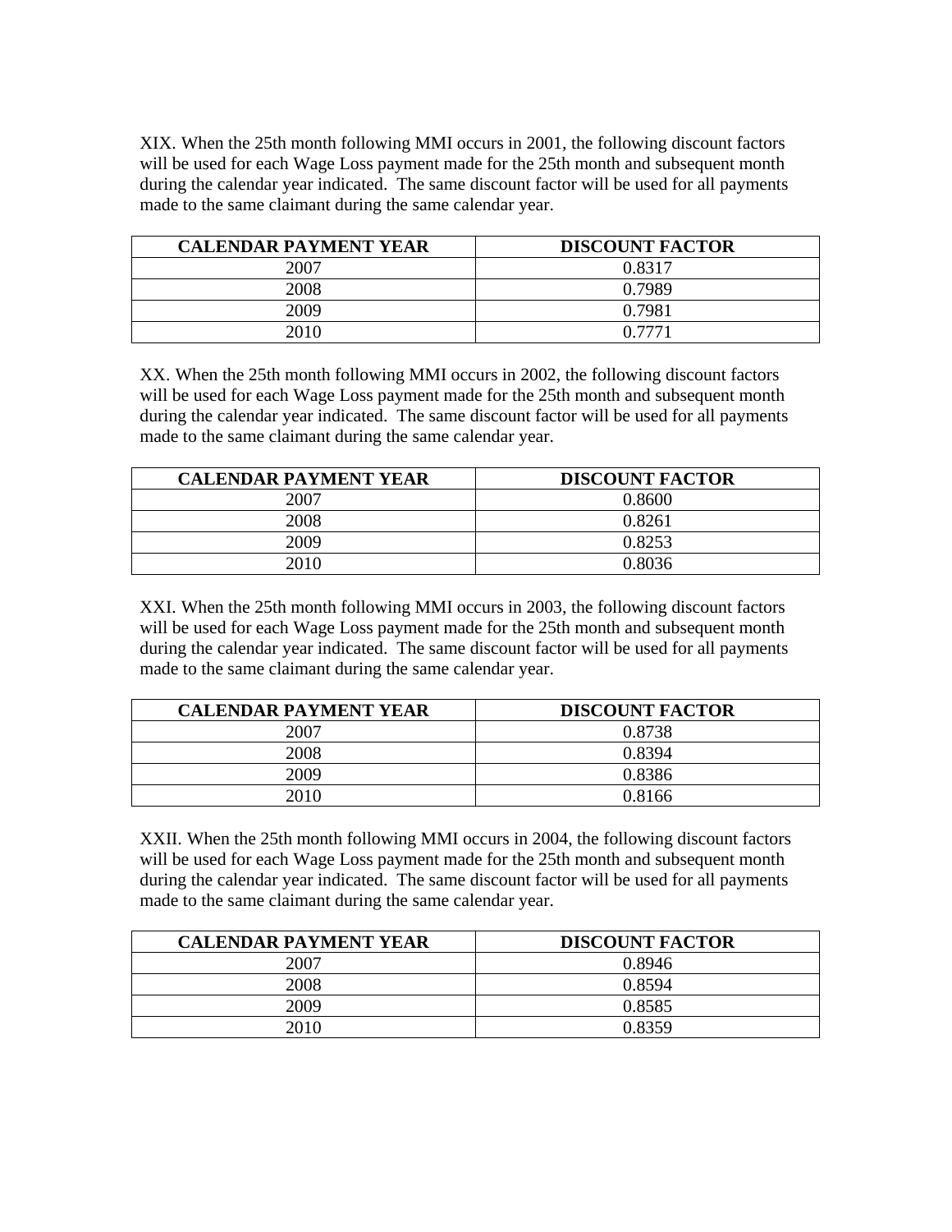XIX. When the 25th month following MMI occurs in 2001, the following discount factors will be used for each Wage Loss payment made for the 25th month and subsequent month during the calendar year indicated. The same discount factor will be used for all payments made to the same claimant during the same calendar year.

| CALENDAR PAYMENT YEAR | DISCOUNT FACTOR |
|---|---|
| 2007 | 0.8317 |
| 2008 | 0.7989 |
| 2009 | 0.7981 |
| 2010 | 0.7771 |

XX. When the 25th month following MMI occurs in 2002, the following discount factors will be used for each Wage Loss payment made for the 25th month and subsequent month during the calendar year indicated. The same discount factor will be used for all payments made to the same claimant during the same calendar year.

| CALENDAR PAYMENT YEAR | DISCOUNT FACTOR |
|---|---|
| 2007 | 0.8600 |
| 2008 | 0.8261 |
| 2009 | 0.8253 |
| 2010 | 0.8036 |

XXI. When the 25th month following MMI occurs in 2003, the following discount factors will be used for each Wage Loss payment made for the 25th month and subsequent month during the calendar year indicated. The same discount factor will be used for all payments made to the same claimant during the same calendar year.

| CALENDAR PAYMENT YEAR | DISCOUNT FACTOR |
|---|---|
| 2007 | 0.8738 |
| 2008 | 0.8394 |
| 2009 | 0.8386 |
| 2010 | 0.8166 |

XXII. When the 25th month following MMI occurs in 2004, the following discount factors will be used for each Wage Loss payment made for the 25th month and subsequent month during the calendar year indicated. The same discount factor will be used for all payments made to the same claimant during the same calendar year.

| CALENDAR PAYMENT YEAR | DISCOUNT FACTOR |
|---|---|
| 2007 | 0.8946 |
| 2008 | 0.8594 |
| 2009 | 0.8585 |
| 2010 | 0.8359 |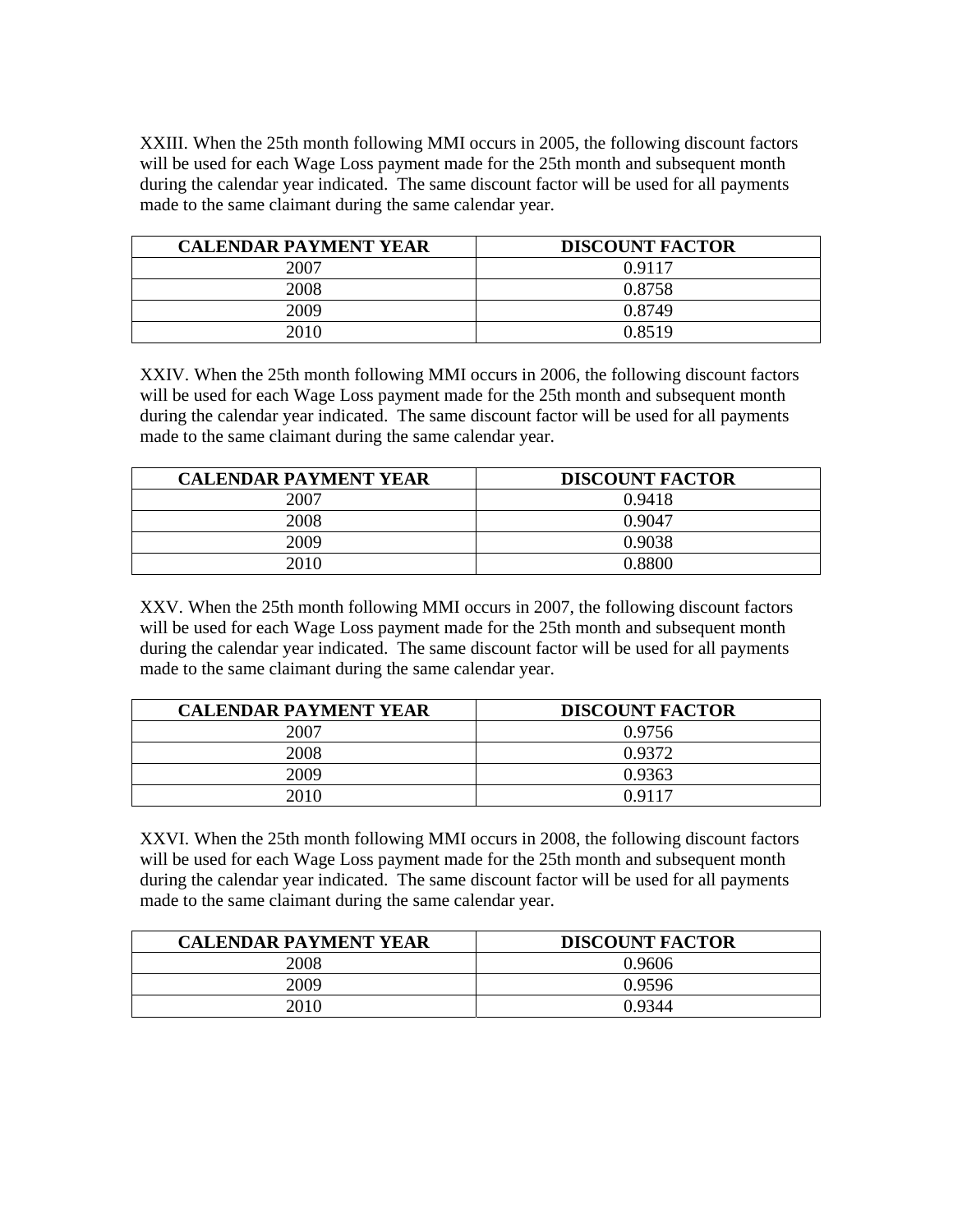XXIII. When the 25th month following MMI occurs in 2005, the following discount factors will be used for each Wage Loss payment made for the 25th month and subsequent month during the calendar year indicated. The same discount factor will be used for all payments made to the same claimant during the same calendar year.

| CALENDAR PAYMENT YEAR | DISCOUNT FACTOR |
| --- | --- |
| 2007 | 0.9117 |
| 2008 | 0.8758 |
| 2009 | 0.8749 |
| 2010 | 0.8519 |

XXIV. When the 25th month following MMI occurs in 2006, the following discount factors will be used for each Wage Loss payment made for the 25th month and subsequent month during the calendar year indicated. The same discount factor will be used for all payments made to the same claimant during the same calendar year.

| CALENDAR PAYMENT YEAR | DISCOUNT FACTOR |
| --- | --- |
| 2007 | 0.9418 |
| 2008 | 0.9047 |
| 2009 | 0.9038 |
| 2010 | 0.8800 |

XXV. When the 25th month following MMI occurs in 2007, the following discount factors will be used for each Wage Loss payment made for the 25th month and subsequent month during the calendar year indicated. The same discount factor will be used for all payments made to the same claimant during the same calendar year.

| CALENDAR PAYMENT YEAR | DISCOUNT FACTOR |
| --- | --- |
| 2007 | 0.9756 |
| 2008 | 0.9372 |
| 2009 | 0.9363 |
| 2010 | 0.9117 |

XXVI. When the 25th month following MMI occurs in 2008, the following discount factors will be used for each Wage Loss payment made for the 25th month and subsequent month during the calendar year indicated. The same discount factor will be used for all payments made to the same claimant during the same calendar year.

| CALENDAR PAYMENT YEAR | DISCOUNT FACTOR |
| --- | --- |
| 2008 | 0.9606 |
| 2009 | 0.9596 |
| 2010 | 0.9344 |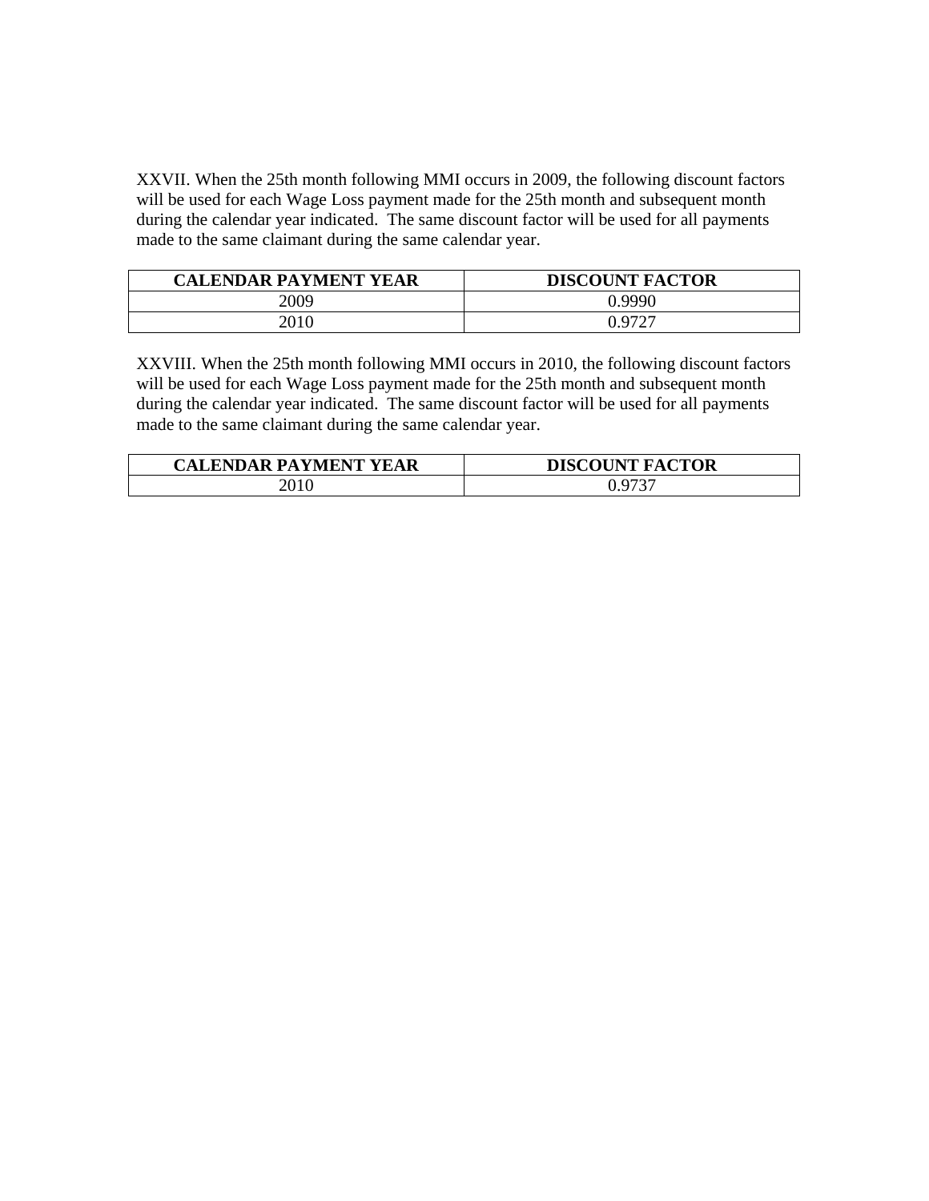XXVII. When the 25th month following MMI occurs in 2009, the following discount factors will be used for each Wage Loss payment made for the 25th month and subsequent month during the calendar year indicated. The same discount factor will be used for all payments made to the same claimant during the same calendar year.

| CALENDAR PAYMENT YEAR | DISCOUNT FACTOR |
|---|---|
| 2009 | 0.9990 |
| 2010 | 0.9727 |

XXVIII. When the 25th month following MMI occurs in 2010, the following discount factors will be used for each Wage Loss payment made for the 25th month and subsequent month during the calendar year indicated. The same discount factor will be used for all payments made to the same claimant during the same calendar year.

| CALENDAR PAYMENT YEAR | DISCOUNT FACTOR |
|---|---|
| 2010 | 0.9737 |